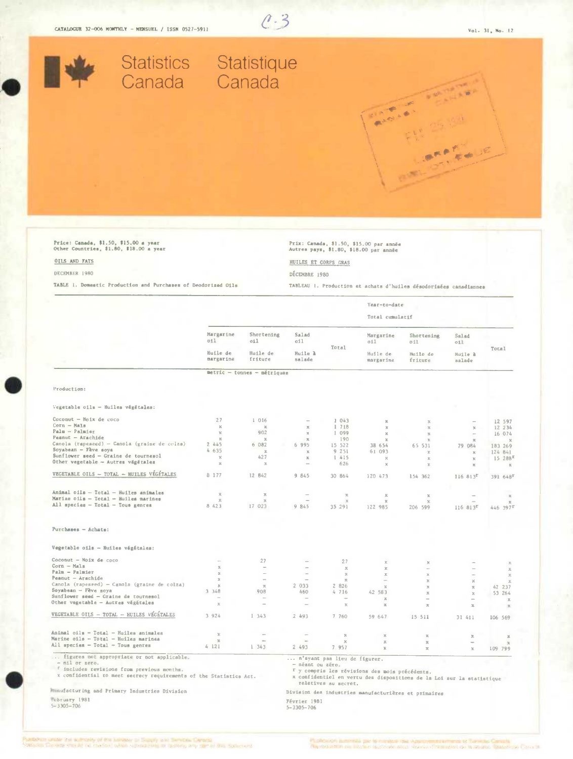CATALOGUE 32-006 MONTHLY - MENSUEL / ISSN 0527-5911

Vol. 31, No. 12

# Statistics Canada · Statistique Canada

Price: Canada, $1.50, $15.00 a year
Other Countries, $1.80, $18.00 a year

Prix: Canada, $1.50, $15.00 par année
Autres pays, $1.80, $18.00 par année

## OILS AND FATS

## HUILES ET CORPS GRAS

DECEMBER 1980

DÉCEMBRE 1980

TABLE 1. Domestic Production and Purchases of Deodorized Oils

TABLEAU 1. Production et achats d'huiles désodorisées canadiennes

| | Margarine oil – Huile de margarine | Shortening oil – Huile de friture | Salad oil – Huile à salade | Total | Year-to-date – Total cumulatif: Margarine oil – Huile de margarine | Shortening oil – Huile de friture | Salad oil – Huile à salade | Total |
|---|---|---|---|---|---|---|---|---|
| | metric – tonnes – métriques | | | | | | | |
| **Production:** | | | | | | | | |
| Vegetable oils – Huiles végétales: | | | | | | | | |
| Coconut – Noix de coco | 27 | 1 016 | – | 1 043 | x | x | – | 12 597 |
| Corn – Maïs | x | x | x | 1 718 | x | x | x | 12 234 |
| Palm – Palmier | x | 902 | x | 1 099 | x | x | – | 16 074 |
| Peanut – Arachide | x | x | x | 190 | x | x | x | x |
| Canola (rapeseed) – Canola (graine de colza) | 2 445 | 6 082 | 6 995 | 15 522 | 38 654 | 65 531 | 79 084 | 183 269 |
| Soyabean – Fève soya | 4 635 | x | x | 9 251 | 61 093 | x | x | 124 841 |
| Sunflower seed – Graine de tournesol | x | 427 | x | 1 415 | x | x | x | 15 288r |
| Other vegetable – Autres végétales | x | x | – | 626 | x | x | x | x |
| VEGETABLE OILS – TOTAL – HUILES VÉGÉTALES | 8 177 | 12 842 | 9 845 | 30 864 | 120 473 | 154 362 | 116 813r | 391 648r |
| Animal oils – Total – Huiles animales | x | x | – | x | x | x | – | x |
| Marine oils – Total – Huiles marines | x | x | – | x | x | x | – | x |
| All species – Total – Tous genres | 8 423 | 17 023 | 9 845 | 35 291 | 122 985 | 206 599 | 116 813r | 446 397r |
| **Purchases – Achats:** | | | | | | | | |
| Vegetable oils – Huiles végétales: | | | | | | | | |
| Coconut – Noix de coco | – | 27 | – | 27 | x | x | – | x |
| Corn – Maïs | x | – | – | x | x | – | – | x |
| Palm – Palmier | x | – | – | x | x | x | – | x |
| Peanut – Arachide | x | – | – | x | – | x | – | x |
| Canola (rapeseed) – Canola (graine de colza) | x | x | 2 033 | 2 826 | x | x | x | 42 237 |
| Soyabean – Fève soya | 3 348 | 908 | 460 | 4 716 | 42 583 | x | x | 53 264 |
| Sunflower seed – Graine de tournesol | – | – | – | – | x | – | – | x |
| Other vegetable – Autres végétales | x | – | – | x | x | x | x | x |
| VEGETABLE OILS – TOTAL – HUILES VÉGÉTALES | 3 924 | 1 343 | 2 493 | 7 760 | 59 647 | 15 511 | 31 411 | 106 569 |
| Animal oils – Total – Huiles animales | x | – | – | x | x | x | x | x |
| Marine oils – Total – Huiles marines | x | – | – | x | x | x | – | x |
| All species – Total – Tous genres | 4 121 | 1 343 | 2 493 | 7 957 | x | x | x | 109 799 |

... figures not appropriate or not applicable.
– nil or zero.
r includes revisions from previous months.
x confidential to meet secrecy requirements of the Statistics Act.

... n'ayant pas lieu de figurer.
– néant ou zéro.
r y compris les révisions des mois précédents.
x confidentiel en vertu des dispositions de la Loi sur la statistique relatives au secret.

Manufacturing and Primary Industries Division
February 1981
5-3305-706

Division des industries manufacturières et primaires
Février 1981
5-3305-706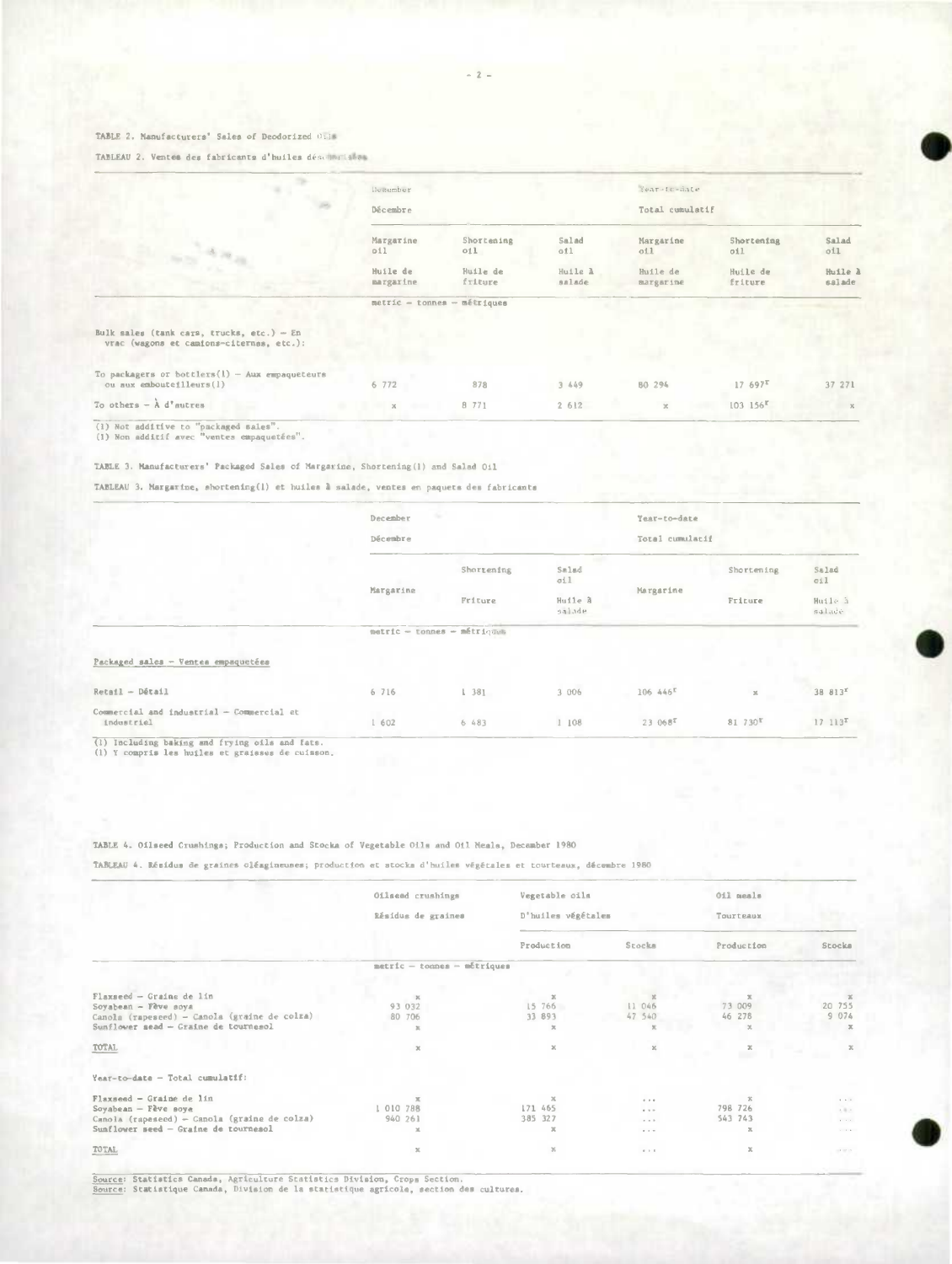TABLE 2. Manufacturers' Sales of Deodorized Oils

TABLEAU 2. Ventes des fabricants d'huiles désodorisées

| | December / Décembre | | | Year-to-date / Total cumulatif | | |
|---|---|---|---|---|---|---|
| | Margarine oil / Huile de margarine | Shortening oil / Huile de friture | Salad oil / Huile à salade | Margarine oil / Huile de margarine | Shortening oil / Huile de friture | Salad oil / Huile à salade |
| | metric – tonnes – métriques | | | | | |
| Bulk sales (tank cars, trucks, etc.) – En vrac (wagons et camions-citernes, etc.): | | | | | | |
| To packagers or bottlers(1) – Aux empaqueteurs ou aux embouteilleurs(1) | 6 772 | 878 | 3 449 | 80 294 | 17 697[r] | 37 271 |
| To others – À d'autres | x | 8 771 | 2 612 | x | 103 156[r] | x |

(1) Not additive to "packaged sales".
(1) Non additif avec "ventes empaquetées".

TABLE 3. Manufacturers' Packaged Sales of Margarine, Shortening(1) and Salad Oil

TABLEAU 3. Margarine, shortening(1) et huiles à salade, ventes en paquets des fabricants

| | December / Décembre | | | Year-to-date / Total cumulatif | | |
|---|---|---|---|---|---|---|
| | Margarine | Shortening / Friture | Salad oil / Huile à salade | Margarine | Shortening / Friture | Salad oil / Huile à salade |
| | metric – tonnes – métriques | | | | | |
| Packaged sales – Ventes empaquetées | | | | | | |
| Retail – Détail | 6 716 | 1 381 | 3 006 | 106 446[r] | x | 38 813[r] |
| Commercial and industrial – Commercial et industriel | 1 602 | 6 483 | 1 108 | 23 068[r] | 81 730[r] | 17 113[r] |

(1) Including baking and frying oils and fats.
(1) Y compris les huiles et graisses de cuisson.

TABLE 4. Oilseed Crushings; Production and Stocks of Vegetable Oils and Oil Meals, December 1980

TABLEAU 4. Résidus de graines oléagineuses; production et stocks d'huiles végétales et tourteaux, décembre 1980

| | Oilseed crushings / Résidus de graines | Vegetable oils / D'huiles végétales | | Oil meals / Tourteaux | |
|---|---|---|---|---|---|
| | | Production | Stocks | Production | Stocks |
| | metric – tonnes – métriques | | | | |
| Flaxseed – Graine de lin | x | x | x | x | x |
| Soyabean – Fève soya | 93 032 | 15 766 | 11 046 | 73 009 | 20 755 |
| Canola (rapeseed) – Canola (graine de colza) | 80 706 | 33 893 | 47 540 | 46 278 | 9 074 |
| Sunflower seed – Graine de tournesol | x | x | x | x | x |
| TOTAL | x | x | x | x | x |
| Year-to-date – Total cumulatif: | | | | | |
| Flaxseed – Graine de lin | x | x | ... | x | ... |
| Soyabean – Fève soya | 1 010 788 | 171 465 | ... | 798 726 | ... |
| Canola (rapeseed) – Canola (graine de colza) | 940 261 | 385 327 | ... | 543 743 | ... |
| Sunflower seed – Graine de tournesol | x | x | ... | x | ... |
| TOTAL | x | x | ... | x | ... |

Source: Statistics Canada, Agriculture Statistics Division, Crops Section.
Source: Statistique Canada, Division de la statistique agricole, section des cultures.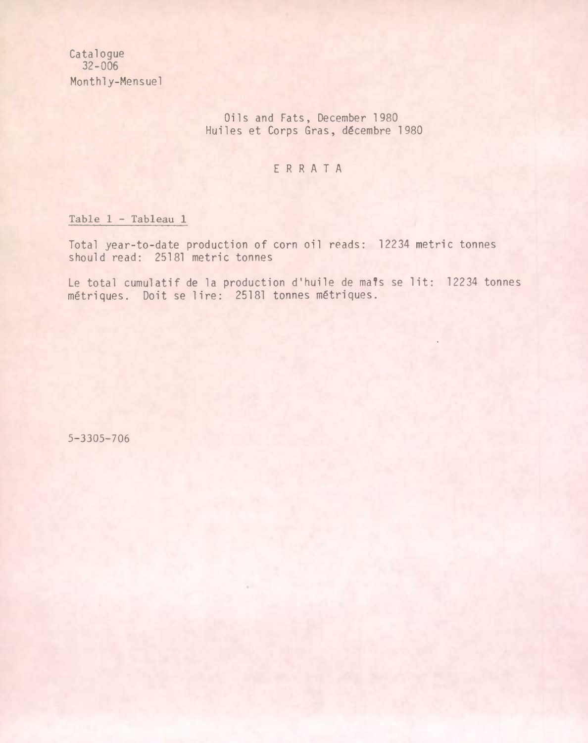Catalogue
32-006
Monthly-Mensuel

Oils and Fats, December 1980
Huiles et Corps Gras, décembre 1980

# ERRATA

Table 1 - Tableau 1

Total year-to-date production of corn oil reads: 12234 metric tonnes
should read: 25181 metric tonnes

Le total cumulatif de la production d'huile de maïs se lit: 12234 tonnes métriques. Doit se lire: 25181 tonnes métriques.

5-3305-706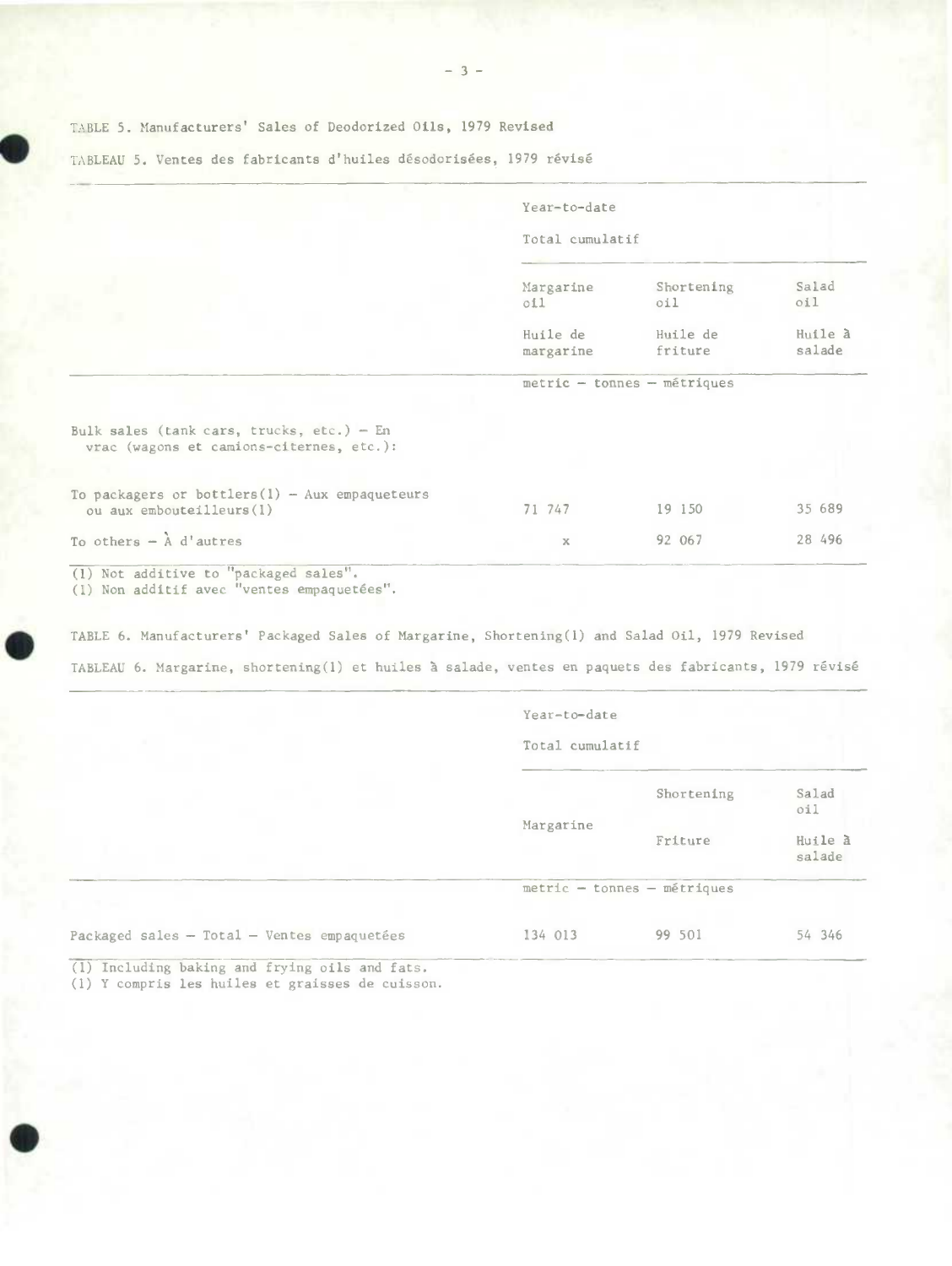TABLE 5. Manufacturers' Sales of Deodorized Oils, 1979 Revised

TABLEAU 5. Ventes des fabricants d'huiles désodorisées, 1979 révisé

| | Year-to-date Total cumulatif | | |
|---|---|---|---|
| | Margarine oil Huile de margarine | Shortening oil Huile de friture | Salad oil Huile à salade |
| | metric – tonnes – métriques | | |
| Bulk sales (tank cars, trucks, etc.) – En vrac (wagons et camions-citernes, etc.): | | | |
| To packagers or bottlers(1) – Aux empaqueteurs ou aux embouteilleurs(1) | 71 747 | 19 150 | 35 689 |
| To others – À d'autres | x | 92 067 | 28 496 |

(1) Not additive to "packaged sales".
(1) Non additif avec "ventes empaquetées".

TABLE 6. Manufacturers' Packaged Sales of Margarine, Shortening(1) and Salad Oil, 1979 Revised

TABLEAU 6. Margarine, shortening(1) et huiles à salade, ventes en paquets des fabricants, 1979 révisé

| | Year-to-date Total cumulatif | | |
|---|---|---|---|
| | Margarine | Shortening Friture | Salad oil Huile à salade |
| | metric – tonnes – métriques | | |
| Packaged sales – Total – Ventes empaquetées | 134 013 | 99 501 | 54 346 |

(1) Including baking and frying oils and fats.
(1) Y compris les huiles et graisses de cuisson.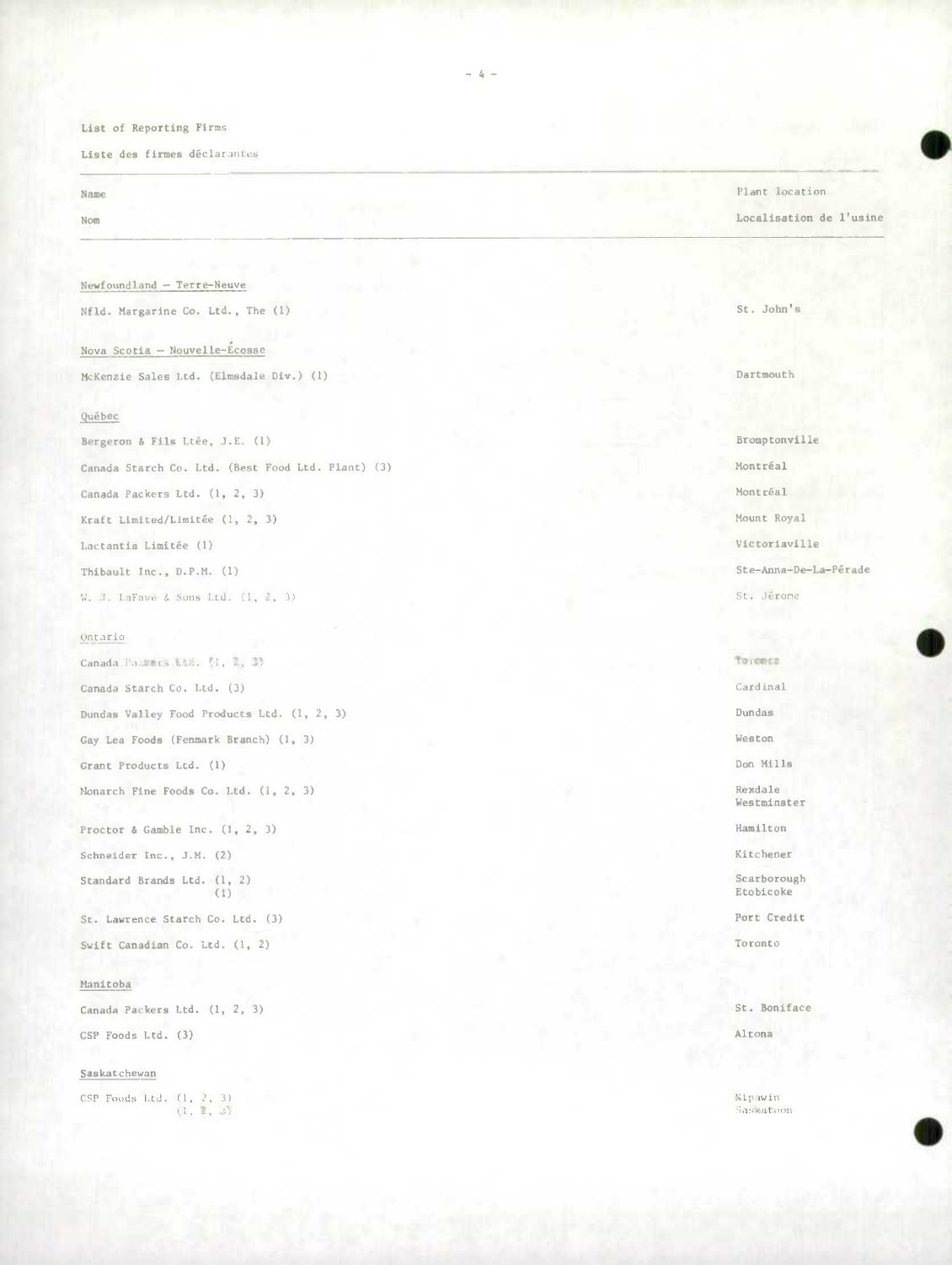List of Reporting Firms

Liste des firmes déclarantes

| Name<br>Nom | Plant location<br>Localisation de l'usine |
|---|---|
| **Newfoundland – Terre-Neuve** | |
| Nfld. Margarine Co. Ltd., The (1) | St. John's |
| **Nova Scotia – Nouvelle-Écosse** | |
| McKenzie Sales Ltd. (Elmsdale Div.) (1) | Dartmouth |
| **Québec** | |
| Bergeron & Fils Ltée, J.E. (1) | Bromptonville |
| Canada Starch Co. Ltd. (Best Food Ltd. Plant) (3) | Montréal |
| Canada Packers Ltd. (1, 2, 3) | Montréal |
| Kraft Limited/Limitée (1, 2, 3) | Mount Royal |
| Lactantia Limitée (1) | Victoriaville |
| Thibault Inc., D.P.M. (1) | Ste-Anna-De-La-Pérade |
| W. J. LaFave & Sons Ltd. (1, 2, 3) | St. Jérome |
| **Ontario** | |
| Canada Packers Ltd. (1, 2, 3) | Toronto |
| Canada Starch Co. Ltd. (3) | Cardinal |
| Dundas Valley Food Products Ltd. (1, 2, 3) | Dundas |
| Gay Lea Foods (Fenmark Branch) (1, 3) | Weston |
| Grant Products Ltd. (1) | Don Mills |
| Monarch Fine Foods Co. Ltd. (1, 2, 3) | Rexdale<br>Westminster |
| Proctor & Gamble Inc. (1, 2, 3) | Hamilton |
| Schneider Inc., J.M. (2) | Kitchener |
| Standard Brands Ltd. (1, 2)<br>(1) | Scarborough<br>Etobicoke |
| St. Lawrence Starch Co. Ltd. (3) | Port Credit |
| Swift Canadian Co. Ltd. (1, 2) | Toronto |
| **Manitoba** | |
| Canada Packers Ltd. (1, 2, 3) | St. Boniface |
| CSP Foods Ltd. (3) | Altona |
| **Saskatchewan** | |
| CSP Foods Ltd. (1, 2, 3)<br>(1, 2, 3) | Nipawin<br>Saskatoon |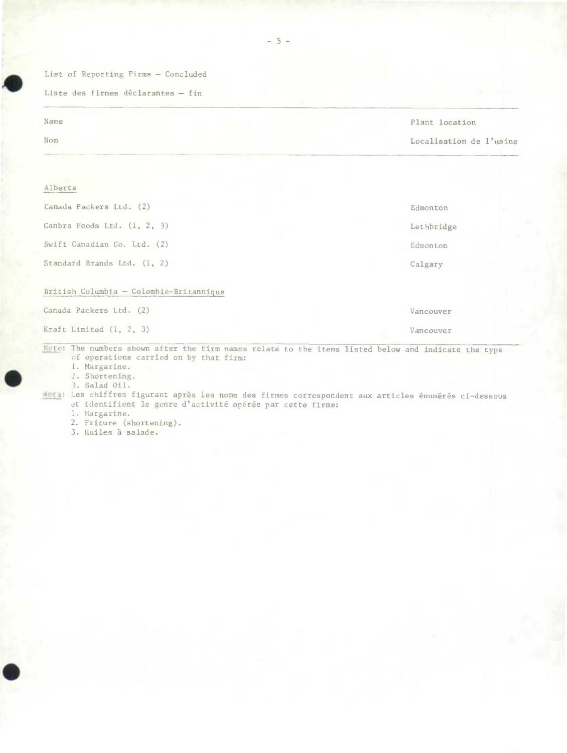List of Reporting Firms – Concluded

Liste des firmes déclarantes – fin

| Name<br>Nom | Plant location<br>Localisation de l'usine |
|---|---|
| **Alberta** | |
| Canada Packers Ltd. (2) | Edmonton |
| Canbra Foods Ltd. (1, 2, 3) | Lethbridge |
| Swift Canadian Co. Ltd. (2) | Edmonton |
| Standard Brands Ltd. (1, 2) | Calgary |
| **British Columbia – Colombie-Britannique** | |
| Canada Packers Ltd. (2) | Vancouver |
| Kraft Limited (1, 2, 3) | Vancouver |

Note: The numbers shown after the firm names relate to the items listed below and indicate the type of operations carried on by that firm:
1. Margarine.
2. Shortening.
3. Salad Oil.

Nota: Les chiffres figurant après les noms des firmes correspondent aux articles énumérés ci-dessous et identifient le genre d'activité opérée par cette firme:
1. Margarine.
2. Friture (shortening).
3. Huiles à salade.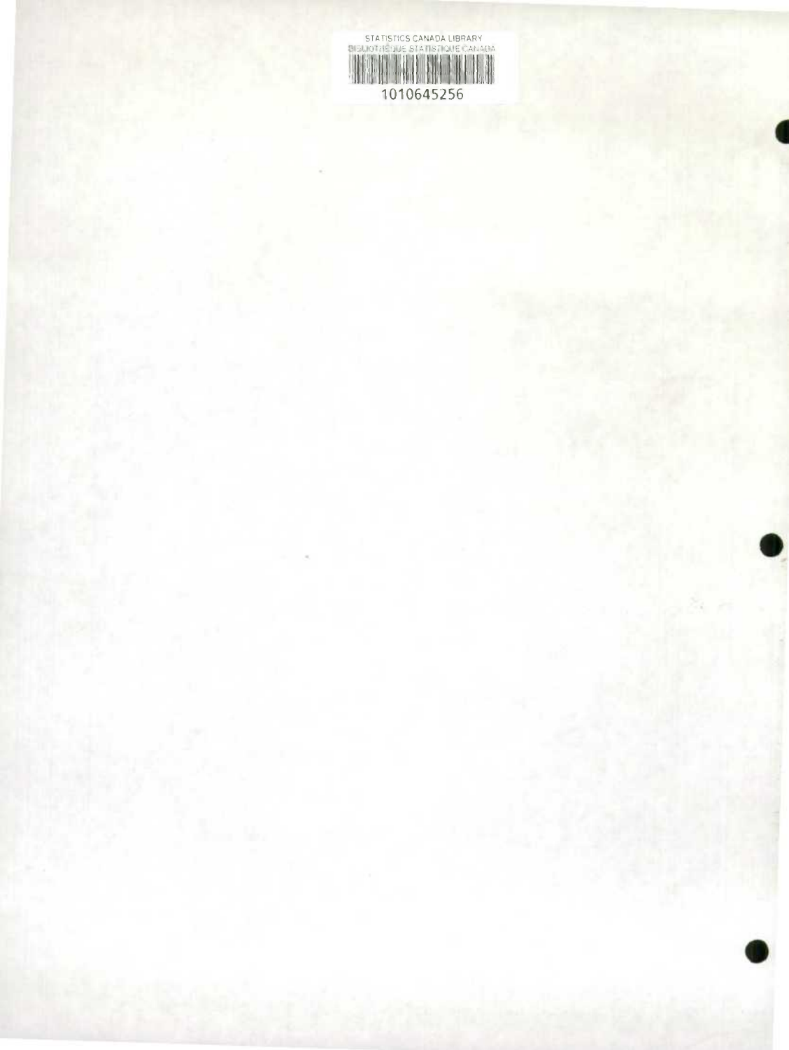STATISTICS CANADA LIBRARY
BIBLIOTHÈQUE STATISTIQUE CANADA

1010645256